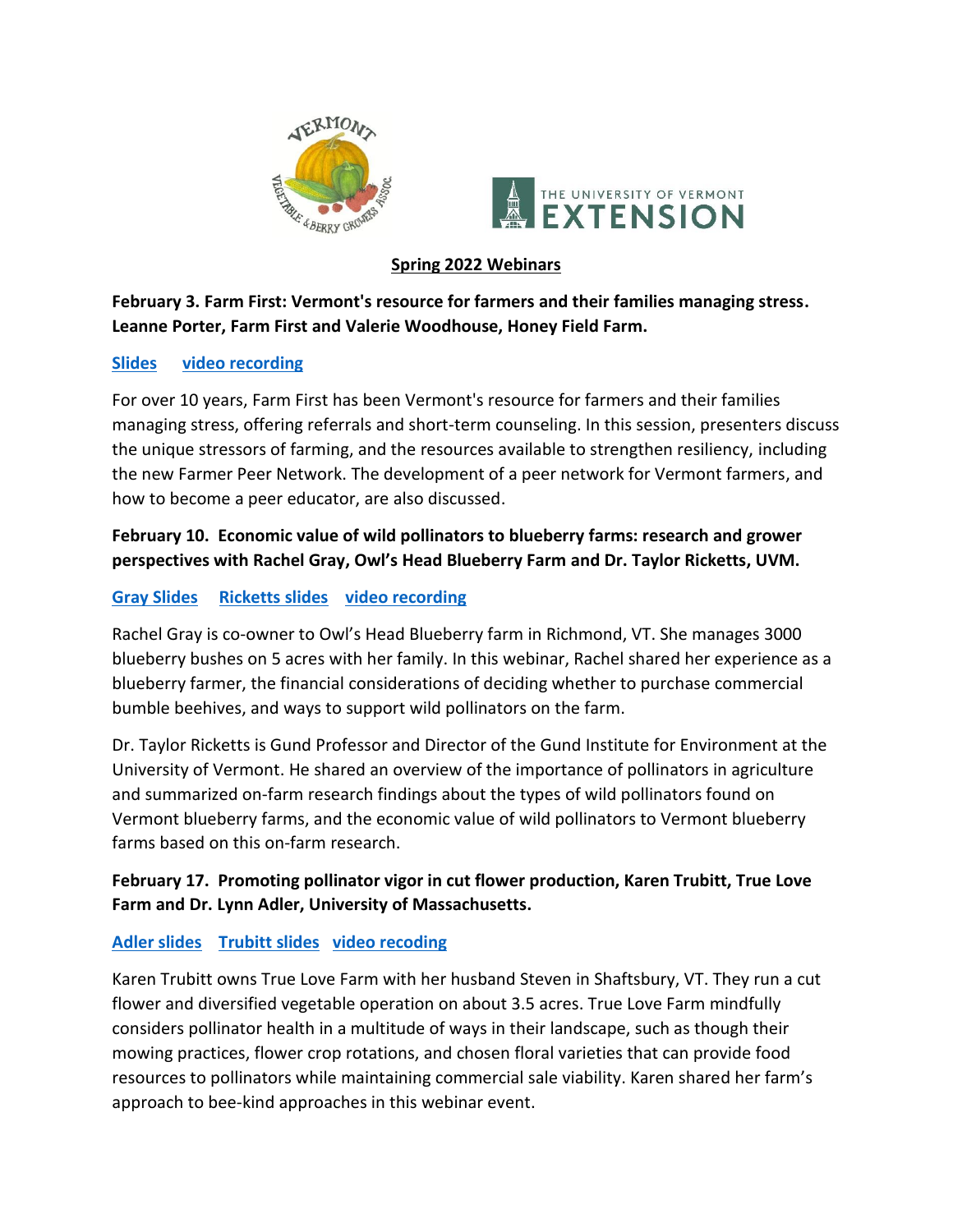**Spring 2022 Webinars**

**February 3. Farm First: Vermont's resource for farmers and their families managing stress. Leanne Porter, Farm First and Valerie Woodhouse, Honey Field Farm.**

Slides video recording

For over 10 years, Farm First has been Vermont's resource for farmers and their families managing stress, offering referrals and short-term counseling. In this session, presenters discuss the unique stressors of farming, and the resources available to strengthen resiliency, including the new Farmer Peer Network. The development of a peer network for Vermont farmers, and how to become a peer educator, are also discussed.

**February 10. Economic value of wild pollinators to blueberry farms: research and grower perspectives with Rachel Gray, Owl's Head Blueberry Farm and Dr. Taylor Ricketts, UVM.**

Gray Slides Ricketts slides video recording

Rachel Gray is co-owner to Owl's Head Blueberry farm in Richmond, VT. She manages 3000 blueberry bushes on 5 acres with her family. In this webinar, Rachel shared her experience as a blueberry farmer, the financial considerations of deciding whether to purchase commercial bumble beehives, and ways to support wild pollinators on the farm.

Dr. Taylor Ricketts is Gund Professor and Director of the Gund Institute for Environment at the University of Vermont. He shared an overview of the importance of pollinators in agriculture and summarized on-farm research findings about the types of wild pollinators found on Vermont blueberry farms, and the economic value of wild pollinators to Vermont blueberry farms based on this on-farm research.

**February 17. Promoting pollinator vigor in cut flower production, Karen Trubitt, True Love Farm and Dr. Lynn Adler, University of Massachusetts.**

Adler slides Trubitt slides video recoding

Karen Trubitt owns True Love Farm with her husband Steven in Shaftsbury, VT. They run a cut flower and diversified vegetable operation on about 3.5 acres. True Love Farm mindfully considers pollinator health in a multitude of ways in their landscape, such as though their mowing practices, flower crop rotations, and chosen floral varieties that can provide food resources to pollinators while maintaining commercial sale viability. Karen shared her farm's approach to bee-kind approaches in this webinar event.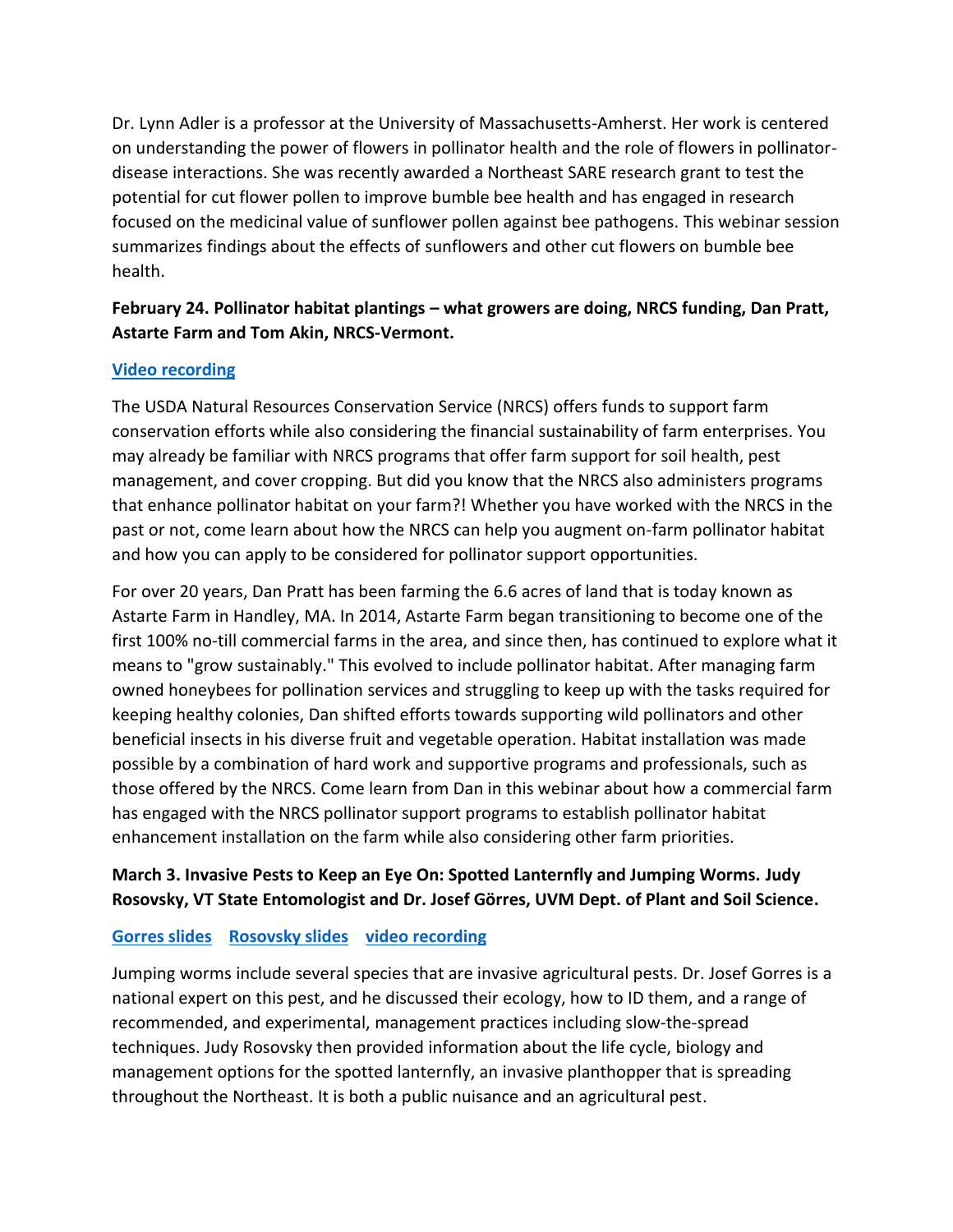Dr. Lynn Adler is a professor at the University of Massachusetts-Amherst. Her work is centered on understanding the power of flowers in pollinator health and the role of flowers in pollinator-disease interactions. She was recently awarded a Northeast SARE research grant to test the potential for cut flower pollen to improve bumble bee health and has engaged in research focused on the medicinal value of sunflower pollen against bee pathogens. This webinar session summarizes findings about the effects of sunflowers and other cut flowers on bumble bee health.

**February 24. Pollinator habitat plantings – what growers are doing, NRCS funding, Dan Pratt, Astarte Farm and Tom Akin, NRCS-Vermont.**

**Video recording**

The USDA Natural Resources Conservation Service (NRCS) offers funds to support farm conservation efforts while also considering the financial sustainability of farm enterprises. You may already be familiar with NRCS programs that offer farm support for soil health, pest management, and cover cropping. But did you know that the NRCS also administers programs that enhance pollinator habitat on your farm?! Whether you have worked with the NRCS in the past or not, come learn about how the NRCS can help you augment on-farm pollinator habitat and how you can apply to be considered for pollinator support opportunities.

For over 20 years, Dan Pratt has been farming the 6.6 acres of land that is today known as Astarte Farm in Handley, MA. In 2014, Astarte Farm began transitioning to become one of the first 100% no-till commercial farms in the area, and since then, has continued to explore what it means to "grow sustainably." This evolved to include pollinator habitat. After managing farm owned honeybees for pollination services and struggling to keep up with the tasks required for keeping healthy colonies, Dan shifted efforts towards supporting wild pollinators and other beneficial insects in his diverse fruit and vegetable operation. Habitat installation was made possible by a combination of hard work and supportive programs and professionals, such as those offered by the NRCS. Come learn from Dan in this webinar about how a commercial farm has engaged with the NRCS pollinator support programs to establish pollinator habitat enhancement installation on the farm while also considering other farm priorities.

**March 3. Invasive Pests to Keep an Eye On: Spotted Lanternfly and Jumping Worms. Judy Rosovsky, VT State Entomologist and Dr. Josef Görres, UVM Dept. of Plant and Soil Science.**

**Gorres slides** **Rosovsky slides** **video recording**

Jumping worms include several species that are invasive agricultural pests. Dr. Josef Gorres is a national expert on this pest, and he discussed their ecology, how to ID them, and a range of recommended, and experimental, management practices including slow-the-spread techniques. Judy Rosovsky then provided information about the life cycle, biology and management options for the spotted lanternfly, an invasive planthopper that is spreading throughout the Northeast. It is both a public nuisance and an agricultural pest.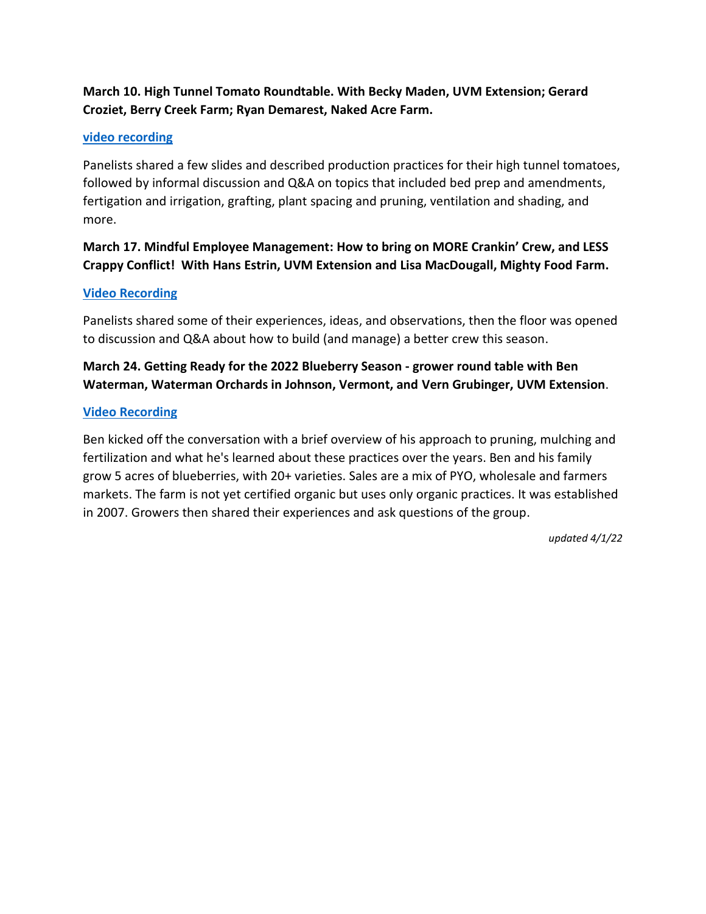**March 10. High Tunnel Tomato Roundtable. With Becky Maden, UVM Extension; Gerard Croziet, Berry Creek Farm; Ryan Demarest, Naked Acre Farm.**

**video recording**

Panelists shared a few slides and described production practices for their high tunnel tomatoes, followed by informal discussion and Q&A on topics that included bed prep and amendments, fertigation and irrigation, grafting, plant spacing and pruning, ventilation and shading, and more.

**March 17. Mindful Employee Management: How to bring on MORE Crankin' Crew, and LESS Crappy Conflict! With Hans Estrin, UVM Extension and Lisa MacDougall, Mighty Food Farm.**

**Video Recording**

Panelists shared some of their experiences, ideas, and observations, then the floor was opened to discussion and Q&A about how to build (and manage) a better crew this season.

**March 24. Getting Ready for the 2022 Blueberry Season - grower round table with Ben Waterman, Waterman Orchards in Johnson, Vermont, and Vern Grubinger, UVM Extension**.

**Video Recording**

Ben kicked off the conversation with a brief overview of his approach to pruning, mulching and fertilization and what he's learned about these practices over the years. Ben and his family grow 5 acres of blueberries, with 20+ varieties. Sales are a mix of PYO, wholesale and farmers markets. The farm is not yet certified organic but uses only organic practices. It was established in 2007. Growers then shared their experiences and ask questions of the group.

*updated 4/1/22*